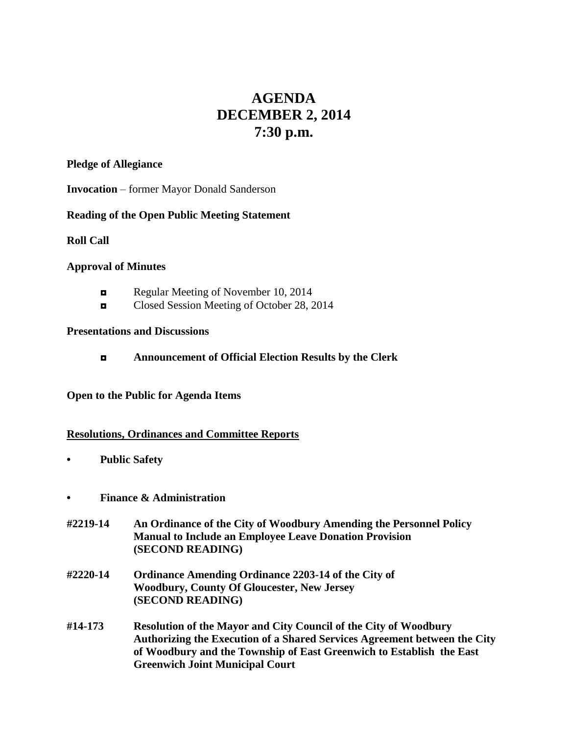# AGENDA
# DECEMBER 2, 2014
# 7:30 p.m.

**Pledge of Allegiance**

**Invocation** – former Mayor Donald Sanderson

**Reading of the Open Public Meeting Statement**

**Roll Call**

**Approval of Minutes**

- Regular Meeting of November 10, 2014
- Closed Session Meeting of October 28, 2014

**Presentations and Discussions**

- **Announcement of Official Election Results by the Clerk**

**Open to the Public for Agenda Items**

**Resolutions, Ordinances and Committee Reports**

- **Public Safety**

- **Finance & Administration**

**#2219-14** **An Ordinance of the City of Woodbury Amending the Personnel Policy Manual to Include an Employee Leave Donation Provision (SECOND READING)**

**#2220-14** **Ordinance Amending Ordinance 2203-14 of the City of Woodbury, County Of Gloucester, New Jersey (SECOND READING)**

**#14-173** **Resolution of the Mayor and City Council of the City of Woodbury Authorizing the Execution of a Shared Services Agreement between the City of Woodbury and the Township of East Greenwich to Establish the East Greenwich Joint Municipal Court**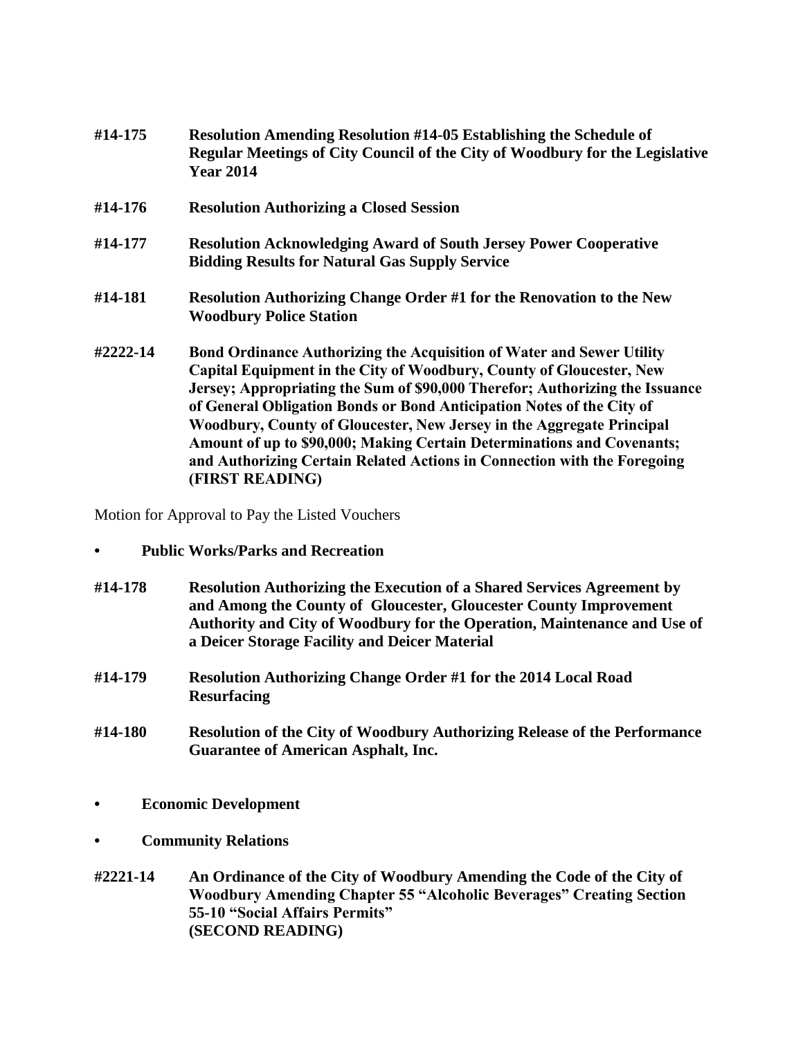**#14-175 Resolution Amending Resolution #14-05 Establishing the Schedule of Regular Meetings of City Council of the City of Woodbury for the Legislative Year 2014**

**#14-176 Resolution Authorizing a Closed Session**

**#14-177 Resolution Acknowledging Award of South Jersey Power Cooperative Bidding Results for Natural Gas Supply Service**

**#14-181 Resolution Authorizing Change Order #1 for the Renovation to the New Woodbury Police Station**

**#2222-14 Bond Ordinance Authorizing the Acquisition of Water and Sewer Utility Capital Equipment in the City of Woodbury, County of Gloucester, New Jersey; Appropriating the Sum of $90,000 Therefor; Authorizing the Issuance of General Obligation Bonds or Bond Anticipation Notes of the City of Woodbury, County of Gloucester, New Jersey in the Aggregate Principal Amount of up to $90,000; Making Certain Determinations and Covenants; and Authorizing Certain Related Actions in Connection with the Foregoing (FIRST READING)**

Motion for Approval to Pay the Listed Vouchers

- **Public Works/Parks and Recreation**

**#14-178 Resolution Authorizing the Execution of a Shared Services Agreement by and Among the County of Gloucester, Gloucester County Improvement Authority and City of Woodbury for the Operation, Maintenance and Use of a Deicer Storage Facility and Deicer Material**

**#14-179 Resolution Authorizing Change Order #1 for the 2014 Local Road Resurfacing**

**#14-180 Resolution of the City of Woodbury Authorizing Release of the Performance Guarantee of American Asphalt, Inc.**

- **Economic Development**

- **Community Relations**

**#2221-14 An Ordinance of the City of Woodbury Amending the Code of the City of Woodbury Amending Chapter 55 "Alcoholic Beverages" Creating Section 55-10 "Social Affairs Permits" (SECOND READING)**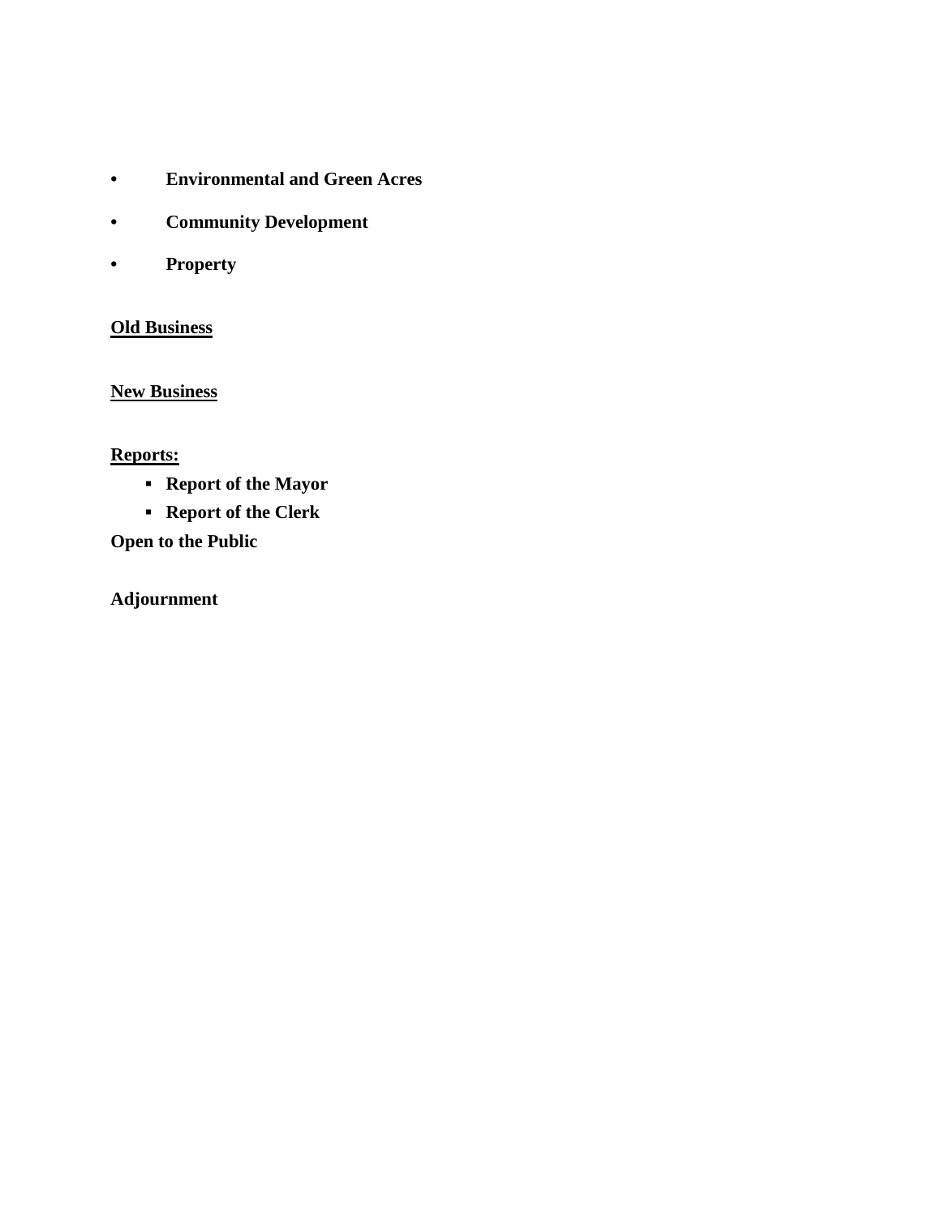- **Environmental and Green Acres**
- **Community Development**
- **Property**

**Old Business**

**New Business**

**Reports:**

- **Report of the Mayor**
- **Report of the Clerk**

**Open to the Public**

**Adjournment**